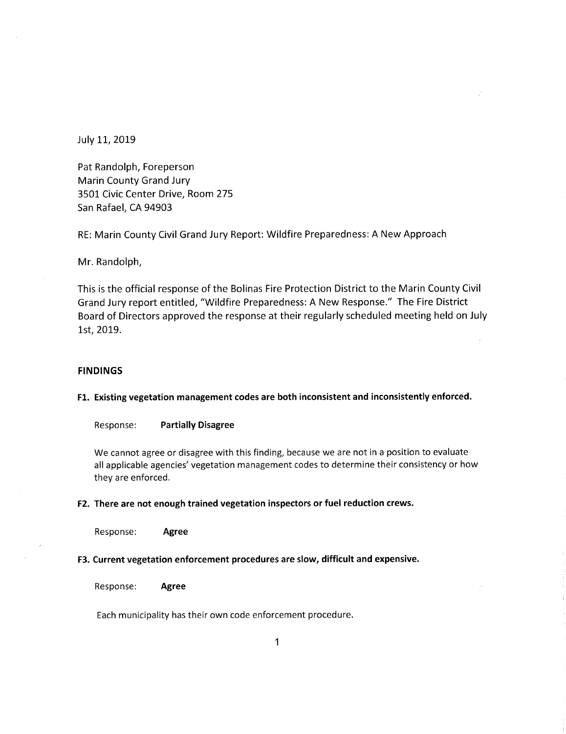July 11, 2019

Pat Randolph, Foreperson
Marin County Grand Jury
3501 Civic Center Drive, Room 275
San Rafael, CA 94903

RE: Marin County Civil Grand Jury Report: Wildfire Preparedness: A New Approach

Mr. Randolph,

This is the official response of the Bolinas Fire Protection District to the Marin County Civil Grand Jury report entitled, "Wildfire Preparedness: A New Response." The Fire District Board of Directors approved the response at their regularly scheduled meeting held on July 1st, 2019.

## FINDINGS

**F1. Existing vegetation management codes are both inconsistent and inconsistently enforced.**

Response: **Partially Disagree**

We cannot agree or disagree with this finding, because we are not in a position to evaluate all applicable agencies' vegetation management codes to determine their consistency or how they are enforced.

**F2. There are not enough trained vegetation inspectors or fuel reduction crews.**

Response: **Agree**

**F3. Current vegetation enforcement procedures are slow, difficult and expensive.**

Response: **Agree**

Each municipality has their own code enforcement procedure.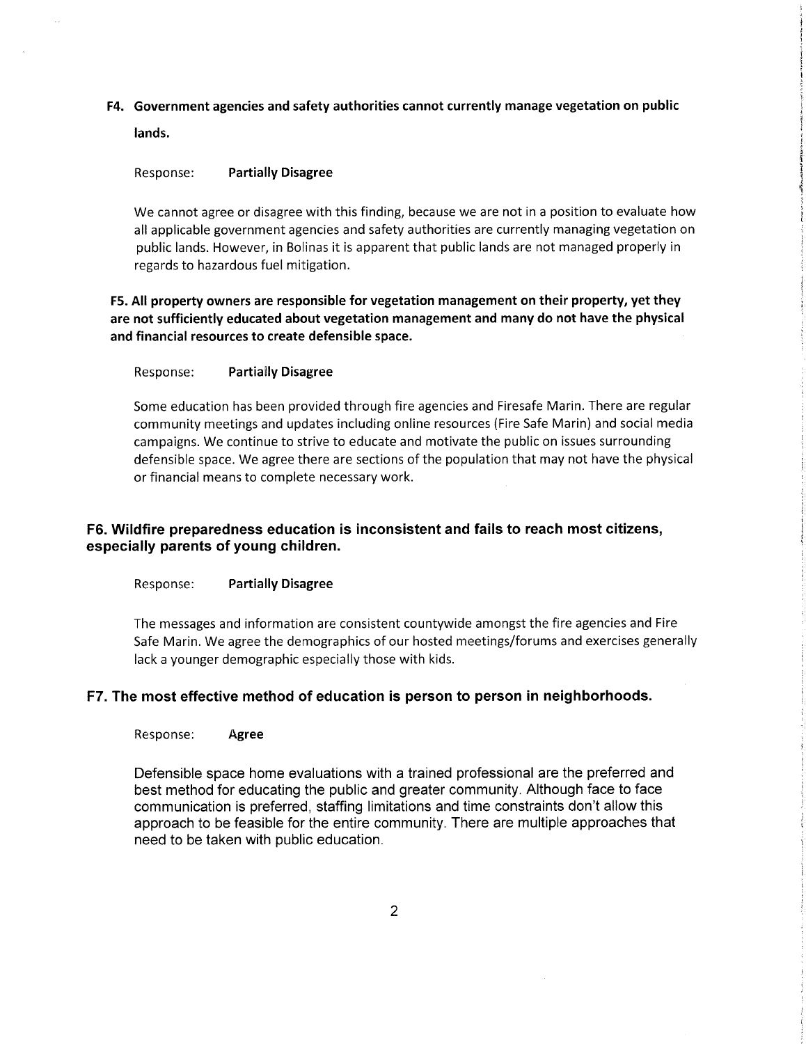**F4. Government agencies and safety authorities cannot currently manage vegetation on public lands.**

Response: **Partially Disagree**

We cannot agree or disagree with this finding, because we are not in a position to evaluate how all applicable government agencies and safety authorities are currently managing vegetation on public lands. However, in Bolinas it is apparent that public lands are not managed properly in regards to hazardous fuel mitigation.

**F5. All property owners are responsible for vegetation management on their property, yet they are not sufficiently educated about vegetation management and many do not have the physical and financial resources to create defensible space.**

Response: **Partially Disagree**

Some education has been provided through fire agencies and Firesafe Marin. There are regular community meetings and updates including online resources (Fire Safe Marin) and social media campaigns. We continue to strive to educate and motivate the public on issues surrounding defensible space. We agree there are sections of the population that may not have the physical or financial means to complete necessary work.

**F6. Wildfire preparedness education is inconsistent and fails to reach most citizens, especially parents of young children.**

Response: **Partially Disagree**

The messages and information are consistent countywide amongst the fire agencies and Fire Safe Marin. We agree the demographics of our hosted meetings/forums and exercises generally lack a younger demographic especially those with kids.

**F7. The most effective method of education is person to person in neighborhoods.**

Response: **Agree**

Defensible space home evaluations with a trained professional are the preferred and best method for educating the public and greater community. Although face to face communication is preferred, staffing limitations and time constraints don't allow this approach to be feasible for the entire community. There are multiple approaches that need to be taken with public education.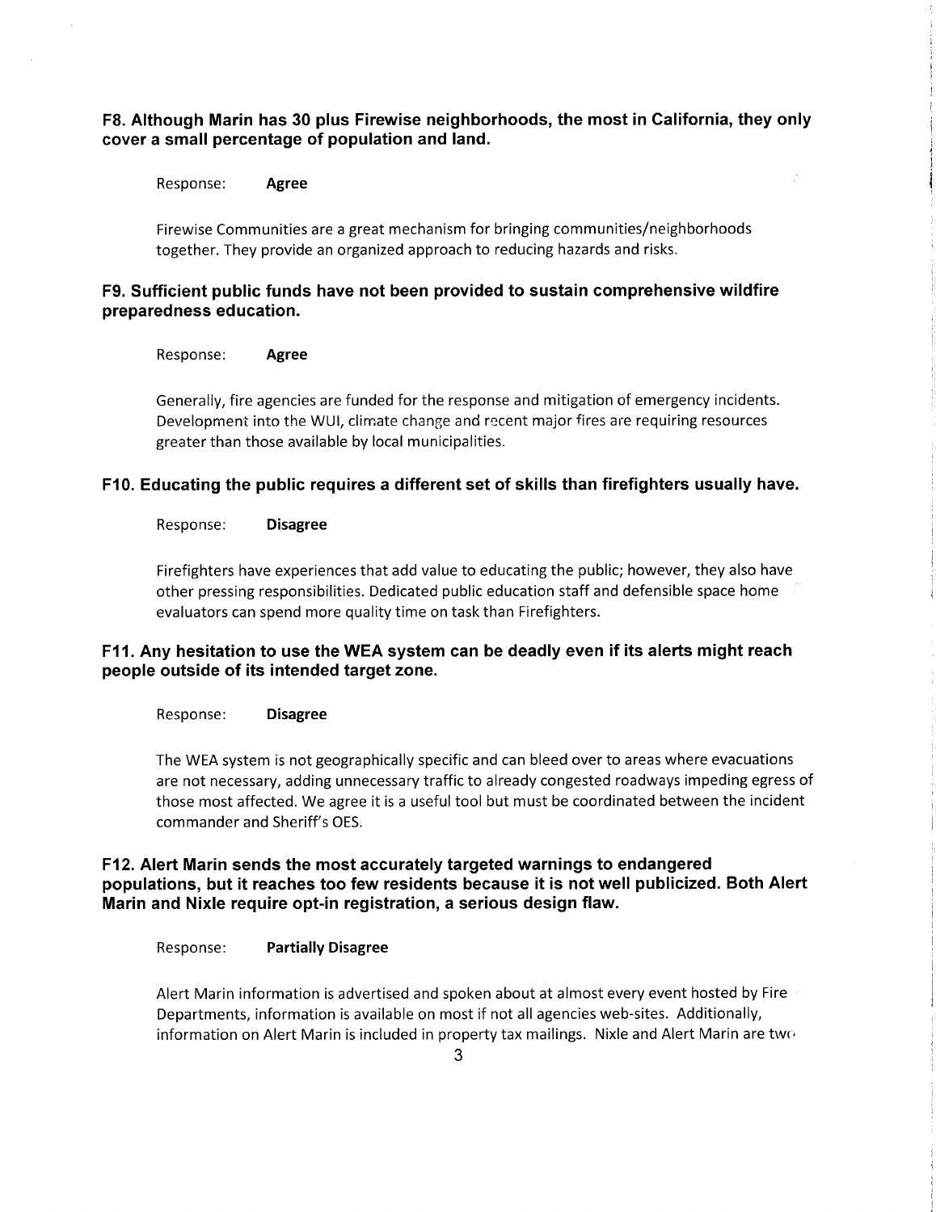**F8. Although Marin has 30 plus Firewise neighborhoods, the most in California, they only cover a small percentage of population and land.**

Response: **Agree**

Firewise Communities are a great mechanism for bringing communities/neighborhoods together. They provide an organized approach to reducing hazards and risks.

**F9. Sufficient public funds have not been provided to sustain comprehensive wildfire preparedness education.**

Response: **Agree**

Generally, fire agencies are funded for the response and mitigation of emergency incidents. Development into the WUI, climate change and recent major fires are requiring resources greater than those available by local municipalities.

**F10. Educating the public requires a different set of skills than firefighters usually have.**

Response: **Disagree**

Firefighters have experiences that add value to educating the public; however, they also have other pressing responsibilities. Dedicated public education staff and defensible space home evaluators can spend more quality time on task than Firefighters.

**F11. Any hesitation to use the WEA system can be deadly even if its alerts might reach people outside of its intended target zone.**

Response: **Disagree**

The WEA system is not geographically specific and can bleed over to areas where evacuations are not necessary, adding unnecessary traffic to already congested roadways impeding egress of those most affected. We agree it is a useful tool but must be coordinated between the incident commander and Sheriff's OES.

**F12. Alert Marin sends the most accurately targeted warnings to endangered populations, but it reaches too few residents because it is not well publicized. Both Alert Marin and Nixle require opt-in registration, a serious design flaw.**

Response: **Partially Disagree**

Alert Marin information is advertised and spoken about at almost every event hosted by Fire Departments, information is available on most if not all agencies web-sites. Additionally, information on Alert Marin is included in property tax mailings. Nixle and Alert Marin are two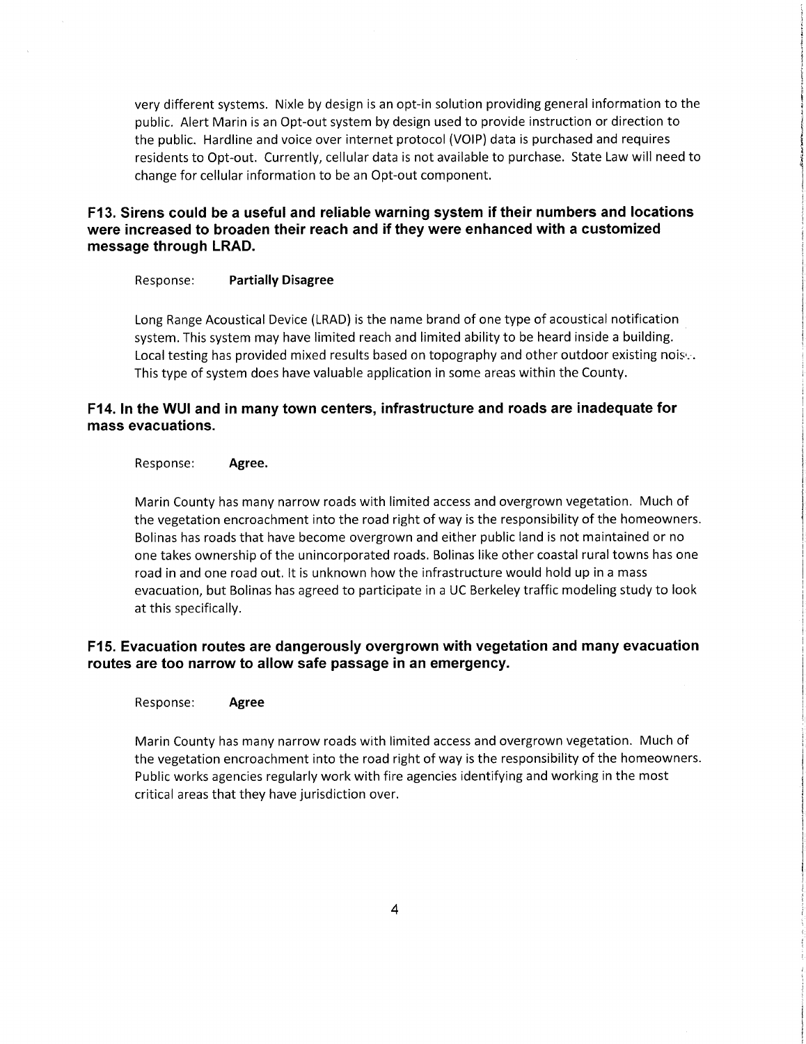very different systems. Nixle by design is an opt-in solution providing general information to the public. Alert Marin is an Opt-out system by design used to provide instruction or direction to the public. Hardline and voice over internet protocol (VOIP) data is purchased and requires residents to Opt-out. Currently, cellular data is not available to purchase. State Law will need to change for cellular information to be an Opt-out component.

### F13. Sirens could be a useful and reliable warning system if their numbers and locations were increased to broaden their reach and if they were enhanced with a customized message through LRAD.

Response: **Partially Disagree**

Long Range Acoustical Device (LRAD) is the name brand of one type of acoustical notification system. This system may have limited reach and limited ability to be heard inside a building. Local testing has provided mixed results based on topography and other outdoor existing noise. This type of system does have valuable application in some areas within the County.

### F14. In the WUI and in many town centers, infrastructure and roads are inadequate for mass evacuations.

Response: **Agree.**

Marin County has many narrow roads with limited access and overgrown vegetation. Much of the vegetation encroachment into the road right of way is the responsibility of the homeowners. Bolinas has roads that have become overgrown and either public land is not maintained or no one takes ownership of the unincorporated roads. Bolinas like other coastal rural towns has one road in and one road out. It is unknown how the infrastructure would hold up in a mass evacuation, but Bolinas has agreed to participate in a UC Berkeley traffic modeling study to look at this specifically.

### F15. Evacuation routes are dangerously overgrown with vegetation and many evacuation routes are too narrow to allow safe passage in an emergency.

Response: **Agree**

Marin County has many narrow roads with limited access and overgrown vegetation. Much of the vegetation encroachment into the road right of way is the responsibility of the homeowners. Public works agencies regularly work with fire agencies identifying and working in the most critical areas that they have jurisdiction over.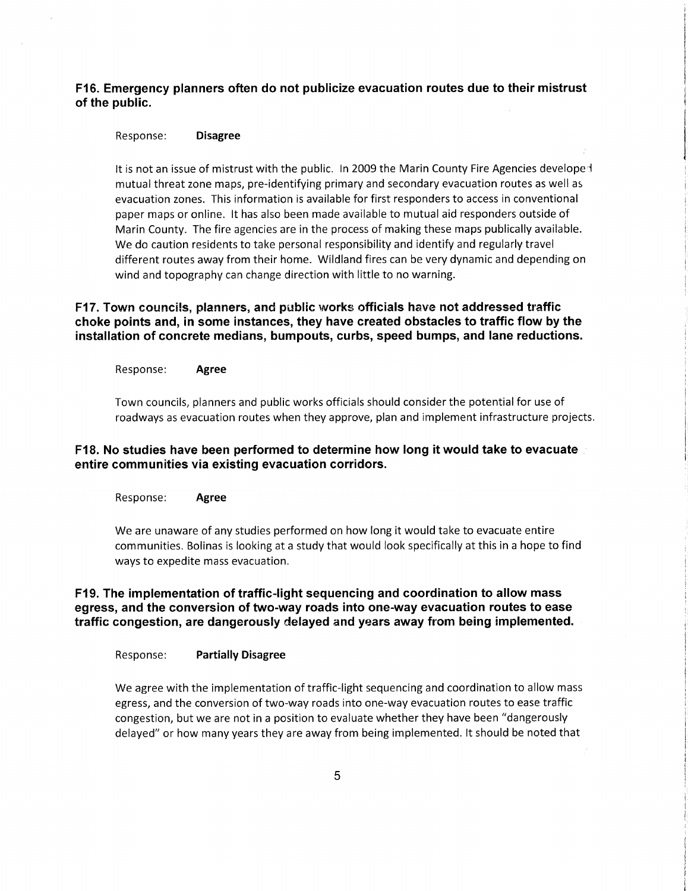**F16. Emergency planners often do not publicize evacuation routes due to their mistrust of the public.**

Response: **Disagree**

It is not an issue of mistrust with the public. In 2009 the Marin County Fire Agencies developed mutual threat zone maps, pre-identifying primary and secondary evacuation routes as well as evacuation zones. This information is available for first responders to access in conventional paper maps or online. It has also been made available to mutual aid responders outside of Marin County. The fire agencies are in the process of making these maps publically available. We do caution residents to take personal responsibility and identify and regularly travel different routes away from their home. Wildland fires can be very dynamic and depending on wind and topography can change direction with little to no warning.

**F17. Town councils, planners, and public works officials have not addressed traffic choke points and, in some instances, they have created obstacles to traffic flow by the installation of concrete medians, bumpouts, curbs, speed bumps, and lane reductions.**

Response: **Agree**

Town councils, planners and public works officials should consider the potential for use of roadways as evacuation routes when they approve, plan and implement infrastructure projects.

**F18. No studies have been performed to determine how long it would take to evacuate entire communities via existing evacuation corridors.**

Response: **Agree**

We are unaware of any studies performed on how long it would take to evacuate entire communities. Bolinas is looking at a study that would look specifically at this in a hope to find ways to expedite mass evacuation.

**F19. The implementation of traffic-light sequencing and coordination to allow mass egress, and the conversion of two-way roads into one-way evacuation routes to ease traffic congestion, are dangerously delayed and years away from being implemented.**

Response: **Partially Disagree**

We agree with the implementation of traffic-light sequencing and coordination to allow mass egress, and the conversion of two-way roads into one-way evacuation routes to ease traffic congestion, but we are not in a position to evaluate whether they have been "dangerously delayed" or how many years they are away from being implemented. It should be noted that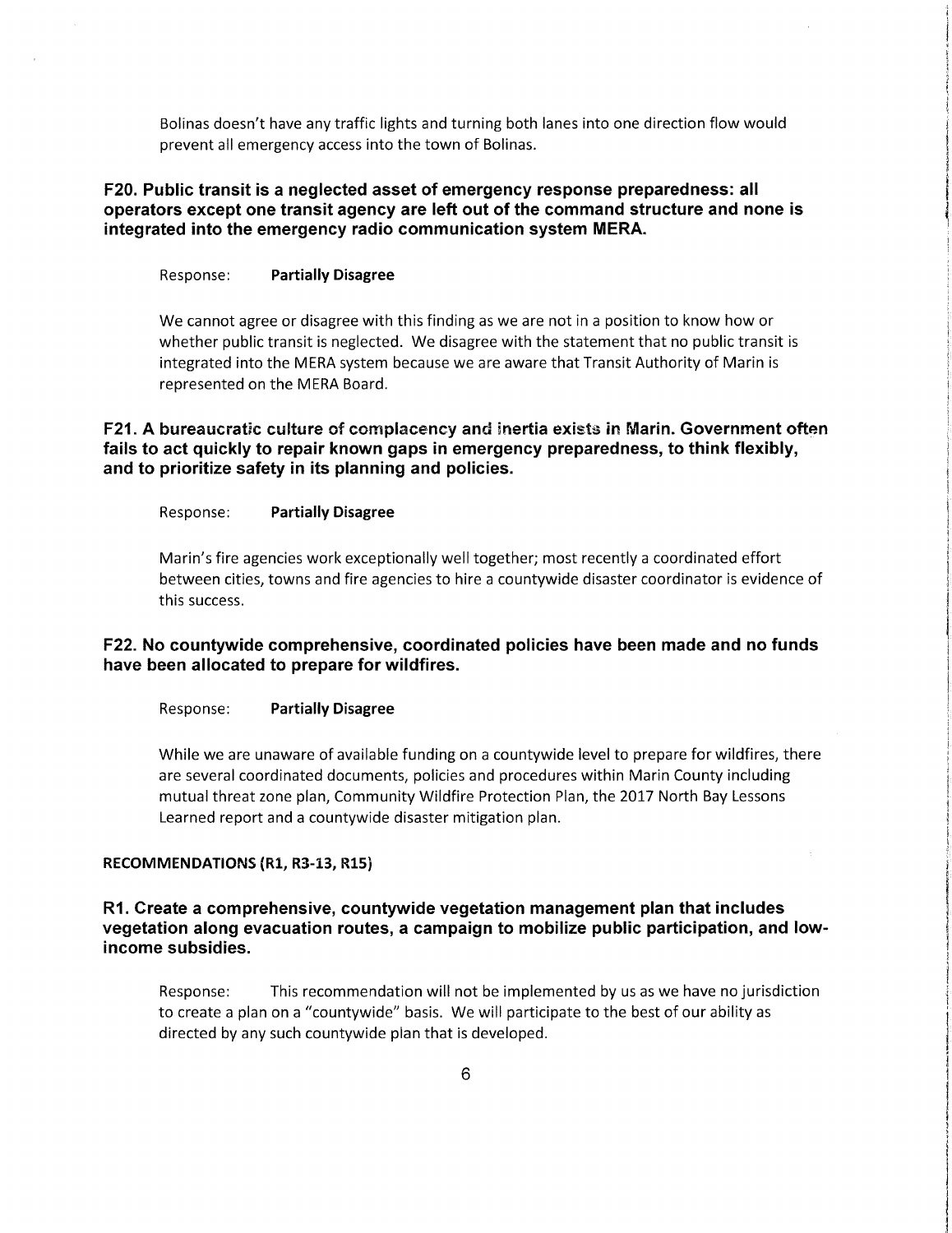Bolinas doesn't have any traffic lights and turning both lanes into one direction flow would prevent all emergency access into the town of Bolinas.

### F20. Public transit is a neglected asset of emergency response preparedness: all operators except one transit agency are left out of the command structure and none is integrated into the emergency radio communication system MERA.

Response: **Partially Disagree**

We cannot agree or disagree with this finding as we are not in a position to know how or whether public transit is neglected. We disagree with the statement that no public transit is integrated into the MERA system because we are aware that Transit Authority of Marin is represented on the MERA Board.

### F21. A bureaucratic culture of complacency and inertia exists in Marin. Government often fails to act quickly to repair known gaps in emergency preparedness, to think flexibly, and to prioritize safety in its planning and policies.

Response: **Partially Disagree**

Marin's fire agencies work exceptionally well together; most recently a coordinated effort between cities, towns and fire agencies to hire a countywide disaster coordinator is evidence of this success.

### F22. No countywide comprehensive, coordinated policies have been made and no funds have been allocated to prepare for wildfires.

Response: **Partially Disagree**

While we are unaware of available funding on a countywide level to prepare for wildfires, there are several coordinated documents, policies and procedures within Marin County including mutual threat zone plan, Community Wildfire Protection Plan, the 2017 North Bay Lessons Learned report and a countywide disaster mitigation plan.

## RECOMMENDATIONS (R1, R3-13, R15)

### R1. Create a comprehensive, countywide vegetation management plan that includes vegetation along evacuation routes, a campaign to mobilize public participation, and low-income subsidies.

Response: This recommendation will not be implemented by us as we have no jurisdiction to create a plan on a "countywide" basis. We will participate to the best of our ability as directed by any such countywide plan that is developed.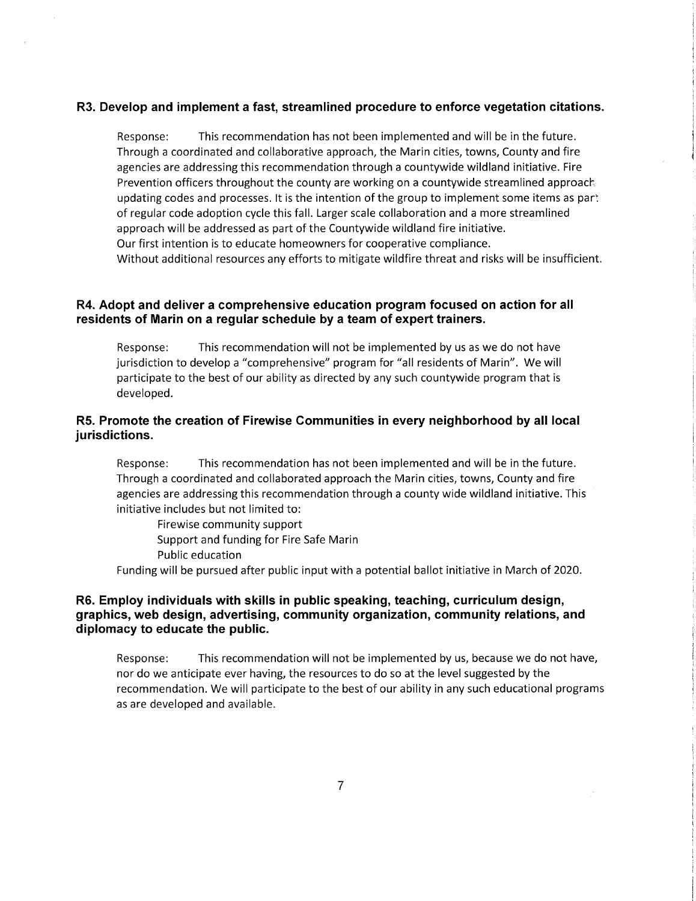**R3. Develop and implement a fast, streamlined procedure to enforce vegetation citations.**

Response: This recommendation has not been implemented and will be in the future. Through a coordinated and collaborative approach, the Marin cities, towns, County and fire agencies are addressing this recommendation through a countywide wildland initiative. Fire Prevention officers throughout the county are working on a countywide streamlined approach updating codes and processes. It is the intention of the group to implement some items as part of regular code adoption cycle this fall. Larger scale collaboration and a more streamlined approach will be addressed as part of the Countywide wildland fire initiative.
Our first intention is to educate homeowners for cooperative compliance.
Without additional resources any efforts to mitigate wildfire threat and risks will be insufficient.

**R4. Adopt and deliver a comprehensive education program focused on action for all residents of Marin on a regular schedule by a team of expert trainers.**

Response: This recommendation will not be implemented by us as we do not have jurisdiction to develop a "comprehensive" program for "all residents of Marin". We will participate to the best of our ability as directed by any such countywide program that is developed.

**R5. Promote the creation of Firewise Communities in every neighborhood by all local jurisdictions.**

Response: This recommendation has not been implemented and will be in the future. Through a coordinated and collaborated approach the Marin cities, towns, County and fire agencies are addressing this recommendation through a county wide wildland initiative. This initiative includes but not limited to:

- Firewise community support
- Support and funding for Fire Safe Marin
- Public education

Funding will be pursued after public input with a potential ballot initiative in March of 2020.

**R6. Employ individuals with skills in public speaking, teaching, curriculum design, graphics, web design, advertising, community organization, community relations, and diplomacy to educate the public.**

Response: This recommendation will not be implemented by us, because we do not have, nor do we anticipate ever having, the resources to do so at the level suggested by the recommendation. We will participate to the best of our ability in any such educational programs as are developed and available.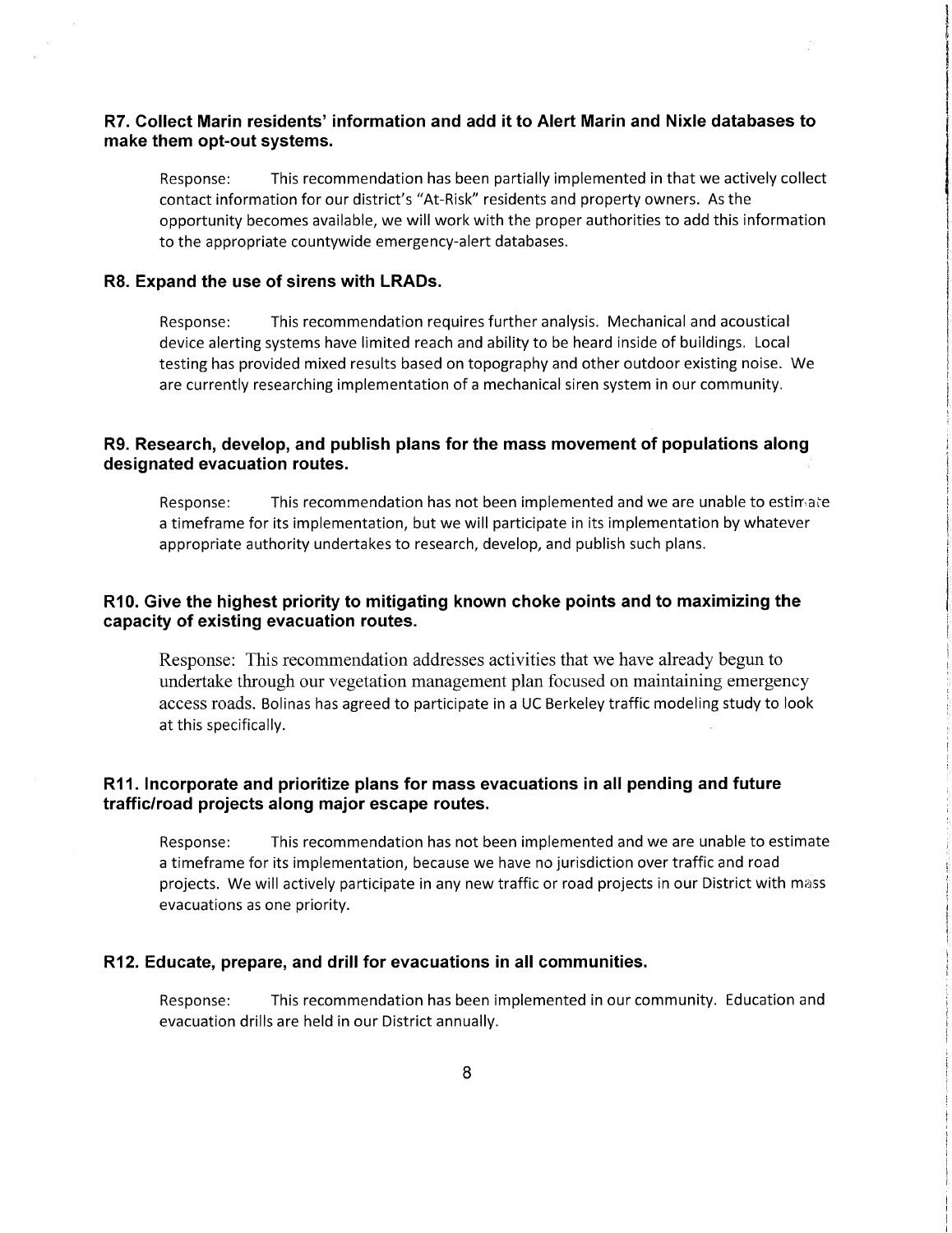### R7. Collect Marin residents' information and add it to Alert Marin and Nixle databases to make them opt-out systems.

Response: This recommendation has been partially implemented in that we actively collect contact information for our district's "At-Risk" residents and property owners. As the opportunity becomes available, we will work with the proper authorities to add this information to the appropriate countywide emergency-alert databases.

### R8. Expand the use of sirens with LRADs.

Response: This recommendation requires further analysis. Mechanical and acoustical device alerting systems have limited reach and ability to be heard inside of buildings. Local testing has provided mixed results based on topography and other outdoor existing noise. We are currently researching implementation of a mechanical siren system in our community.

### R9. Research, develop, and publish plans for the mass movement of populations along designated evacuation routes.

Response: This recommendation has not been implemented and we are unable to estimate a timeframe for its implementation, but we will participate in its implementation by whatever appropriate authority undertakes to research, develop, and publish such plans.

### R10. Give the highest priority to mitigating known choke points and to maximizing the capacity of existing evacuation routes.

Response: This recommendation addresses activities that we have already begun to undertake through our vegetation management plan focused on maintaining emergency access roads. Bolinas has agreed to participate in a UC Berkeley traffic modeling study to look at this specifically.

### R11. Incorporate and prioritize plans for mass evacuations in all pending and future traffic/road projects along major escape routes.

Response: This recommendation has not been implemented and we are unable to estimate a timeframe for its implementation, because we have no jurisdiction over traffic and road projects. We will actively participate in any new traffic or road projects in our District with mass evacuations as one priority.

### R12. Educate, prepare, and drill for evacuations in all communities.

Response: This recommendation has been implemented in our community. Education and evacuation drills are held in our District annually.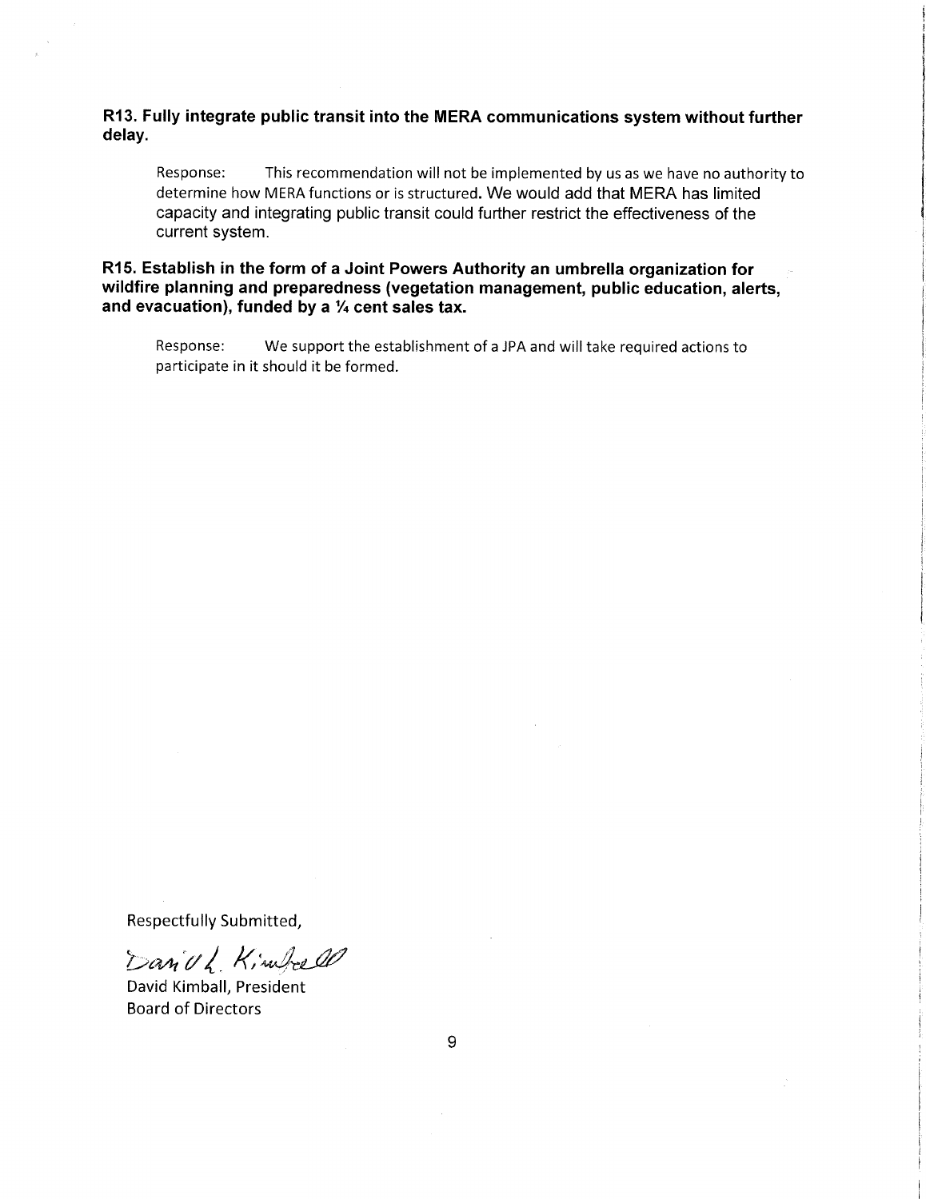**R13. Fully integrate public transit into the MERA communications system without further delay.**

Response: This recommendation will not be implemented by us as we have no authority to determine how MERA functions or is structured. We would add that MERA has limited capacity and integrating public transit could further restrict the effectiveness of the current system.

**R15. Establish in the form of a Joint Powers Authority an umbrella organization for wildfire planning and preparedness (vegetation management, public education, alerts, and evacuation), funded by a ¼ cent sales tax.**

Response: We support the establishment of a JPA and will take required actions to participate in it should it be formed.

Respectfully Submitted,

David L. Kimball

David Kimball, President
Board of Directors